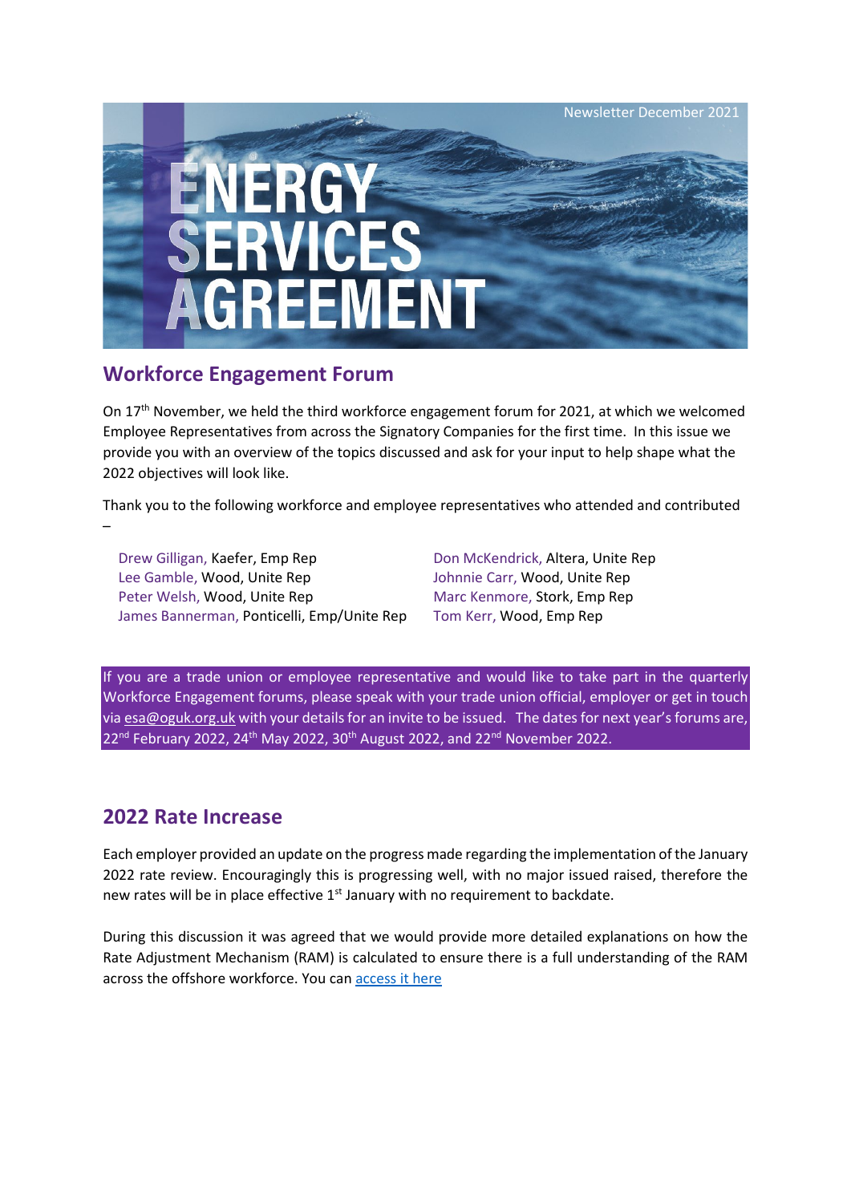Newsletter December 2021

# ENERGY SERVICES AGREEMENT

## Workforce Engagement Forum

On 17th November, we held the third workforce engagement forum for 2021, at which we welcomed Employee Representatives from across the Signatory Companies for the first time. In this issue we provide you with an overview of the topics discussed and ask for your input to help shape what the 2022 objectives will look like.

Thank you to the following workforce and employee representatives who attended and contributed –

- Drew Gilligan, Kaefer, Emp Rep
- Lee Gamble, Wood, Unite Rep
- Peter Welsh, Wood, Unite Rep
- James Bannerman, Ponticelli, Emp/Unite Rep
- Don McKendrick, Altera, Unite Rep
- Johnnie Carr, Wood, Unite Rep
- Marc Kenmore, Stork, Emp Rep
- Tom Kerr, Wood, Emp Rep

If you are a trade union or employee representative and would like to take part in the quarterly Workforce Engagement forums, please speak with your trade union official, employer or get in touch via esa@oguk.org.uk with your details for an invite to be issued. The dates for next year's forums are, 22nd February 2022, 24th May 2022, 30th August 2022, and 22nd November 2022.

## 2022 Rate Increase

Each employer provided an update on the progress made regarding the implementation of the January 2022 rate review. Encouragingly this is progressing well, with no major issued raised, therefore the new rates will be in place effective 1st January with no requirement to backdate.

During this discussion it was agreed that we would provide more detailed explanations on how the Rate Adjustment Mechanism (RAM) is calculated to ensure there is a full understanding of the RAM across the offshore workforce. You can access it here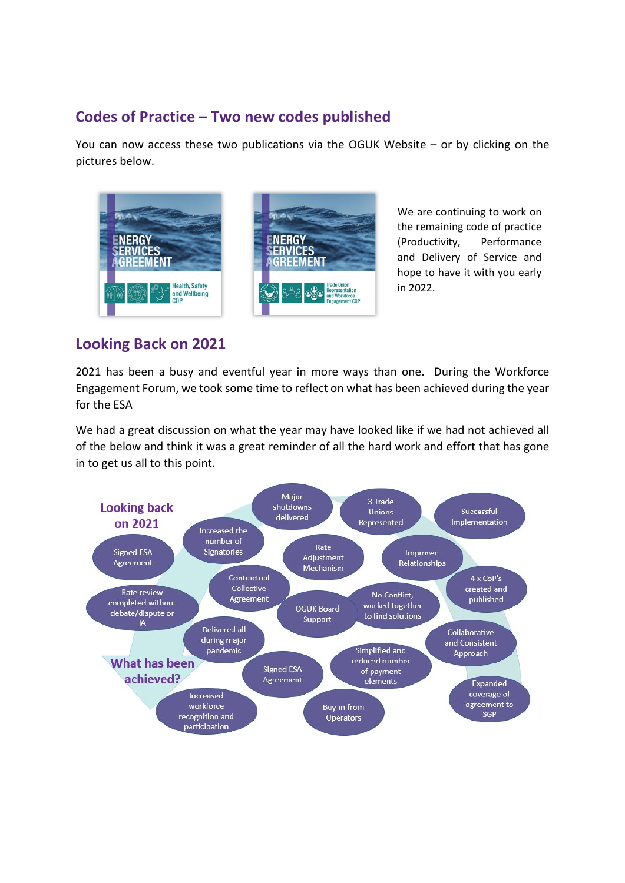## Codes of Practice – Two new codes published

You can now access these two publications via the OGUK Website – or by clicking on the pictures below.

ENERGY SERVICES AGREEMENT — Health, Safety and Wellbeing COP

ENERGY SERVICES AGREEMENT — Trade Union Representation and Workforce Engagement COP

We are continuing to work on the remaining code of practice (Productivity, Performance and Delivery of Service and hope to have it with you early in 2022.

## Looking Back on 2021

2021 has been a busy and eventful year in more ways than one. During the Workforce Engagement Forum, we took some time to reflect on what has been achieved during the year for the ESA

We had a great discussion on what the year may have looked like if we had not achieved all of the below and think it was a great reminder of all the hard work and effort that has gone in to get us all to this point.

**Looking back on 2021**

**What has been achieved?**

- Signed ESA Agreement
- Increased the number of Signatories
- Major shutdowns delivered
- 3 Trade Unions Represented
- Successful Implementation
- Rate Adjustment Mechanism
- Improved Relationships
- Contractual Collective Agreement
- Rate review completed without debate/dispute or IA
- OGUK Board Support
- No Conflict, worked together to find solutions
- 4 x CoP's created and published
- Delivered all during major pandemic
- Collaborative and Consistent Approach
- Simplified and reduced number of payment elements
- Signed ESA Agreement
- Increased workforce recognition and participation
- Buy-in from Operators
- Expanded coverage of agreement to SGP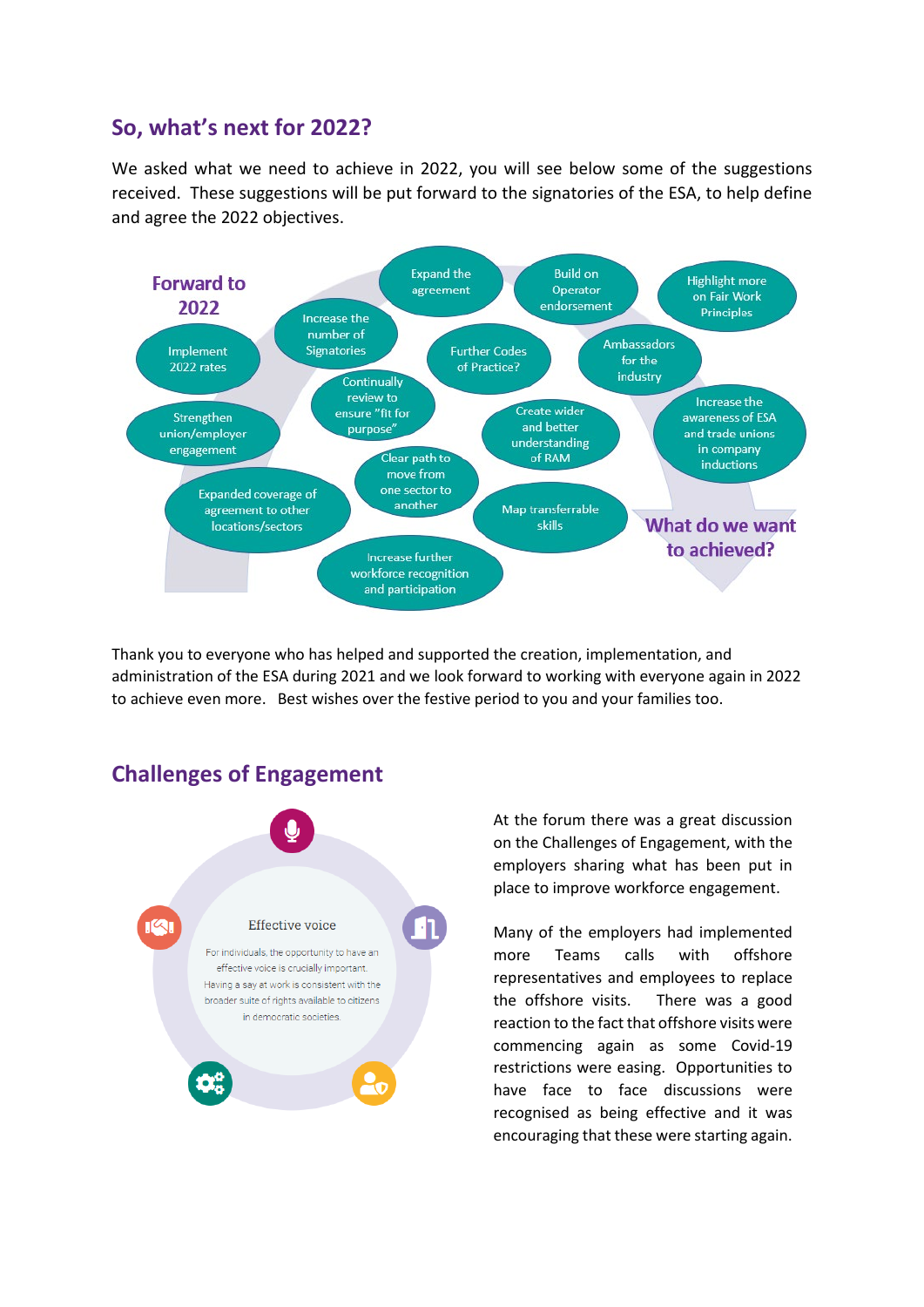## So, what's next for 2022?

We asked what we need to achieve in 2022, you will see below some of the suggestions received. These suggestions will be put forward to the signatories of the ESA, to help define and agree the 2022 objectives.

**Forward to 2022**

- Implement 2022 rates
- Increase the number of Signatories
- Expand the agreement
- Build on Operator endorsement
- Highlight more on Fair Work Principles
- Strengthen union/employer engagement
- Continually review to ensure "fit for purpose"
- Further Codes of Practice?
- Ambassadors for the industry
- Create wider and better understanding of RAM
- Increase the awareness of ESA and trade unions in company inductions
- Clear path to move from one sector to another
- Expanded coverage of agreement to other locations/sectors
- Map transferrable skills
- Increase further workforce recognition and participation

**What do we want to achieved?**

Thank you to everyone who has helped and supported the creation, implementation, and administration of the ESA during 2021 and we look forward to working with everyone again in 2022 to achieve even more. Best wishes over the festive period to you and your families too.

## Challenges of Engagement

Effective voice

For individuals, the opportunity to have an effective voice is crucially important. Having a say at work is consistent with the broader suite of rights available to citizens in democratic societies.

At the forum there was a great discussion on the Challenges of Engagement, with the employers sharing what has been put in place to improve workforce engagement.

Many of the employers had implemented more Teams calls with offshore representatives and employees to replace the offshore visits. There was a good reaction to the fact that offshore visits were commencing again as some Covid-19 restrictions were easing. Opportunities to have face to face discussions were recognised as being effective and it was encouraging that these were starting again.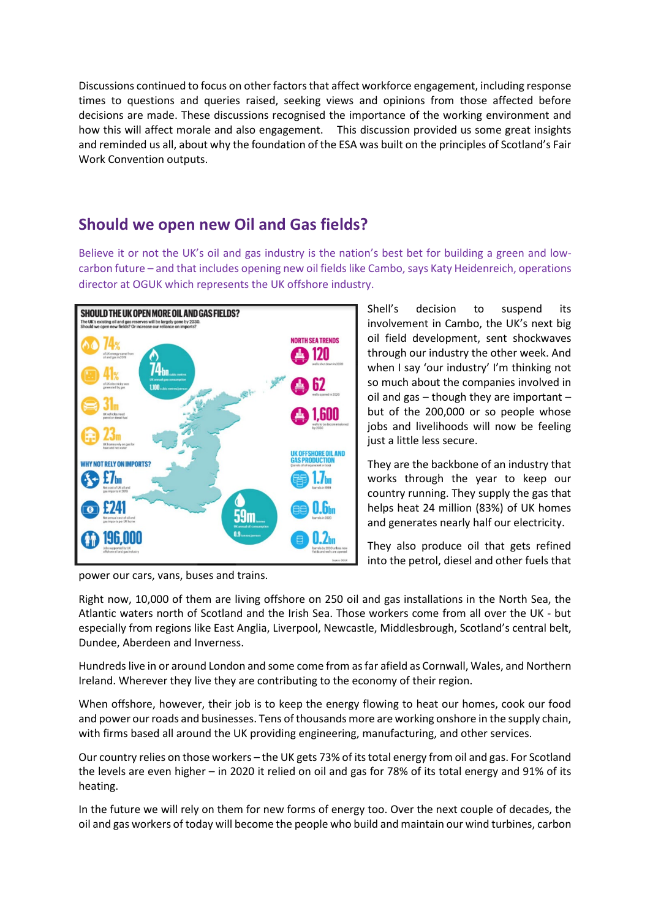Discussions continued to focus on other factors that affect workforce engagement, including response times to questions and queries raised, seeking views and opinions from those affected before decisions are made. These discussions recognised the importance of the working environment and how this will affect morale and also engagement. This discussion provided us some great insights and reminded us all, about why the foundation of the ESA was built on the principles of Scotland's Fair Work Convention outputs.

## Should we open new Oil and Gas fields?

Believe it or not the UK's oil and gas industry is the nation's best bet for building a green and low-carbon future – and that includes opening new oil fields like Cambo, says Katy Heidenreich, operations director at OGUK which represents the UK offshore industry.

Shell's decision to suspend its involvement in Cambo, the UK's next big oil field development, sent shockwaves through our industry the other week. And when I say 'our industry' I'm thinking not so much about the companies involved in oil and gas – though they are important – but of the 200,000 or so people whose jobs and livelihoods will now be feeling just a little less secure.

They are the backbone of an industry that works through the year to keep our country running. They supply the gas that helps heat 24 million (83%) of UK homes and generates nearly half our electricity.

They also produce oil that gets refined into the petrol, diesel and other fuels that power our cars, vans, buses and trains.

Right now, 10,000 of them are living offshore on 250 oil and gas installations in the North Sea, the Atlantic waters north of Scotland and the Irish Sea. Those workers come from all over the UK - but especially from regions like East Anglia, Liverpool, Newcastle, Middlesbrough, Scotland's central belt, Dundee, Aberdeen and Inverness.

Hundreds live in or around London and some come from as far afield as Cornwall, Wales, and Northern Ireland. Wherever they live they are contributing to the economy of their region.

When offshore, however, their job is to keep the energy flowing to heat our homes, cook our food and power our roads and businesses. Tens of thousands more are working onshore in the supply chain, with firms based all around the UK providing engineering, manufacturing, and other services.

Our country relies on those workers – the UK gets 73% of its total energy from oil and gas. For Scotland the levels are even higher – in 2020 it relied on oil and gas for 78% of its total energy and 91% of its heating.

In the future we will rely on them for new forms of energy too. Over the next couple of decades, the oil and gas workers of today will become the people who build and maintain our wind turbines, carbon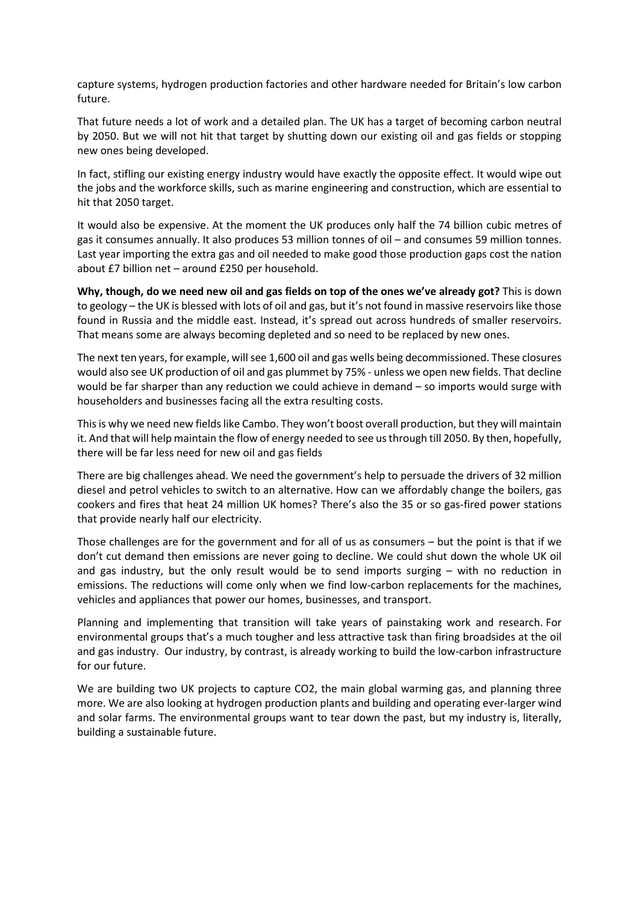capture systems, hydrogen production factories and other hardware needed for Britain's low carbon future.

That future needs a lot of work and a detailed plan. The UK has a target of becoming carbon neutral by 2050. But we will not hit that target by shutting down our existing oil and gas fields or stopping new ones being developed.

In fact, stifling our existing energy industry would have exactly the opposite effect. It would wipe out the jobs and the workforce skills, such as marine engineering and construction, which are essential to hit that 2050 target.

It would also be expensive. At the moment the UK produces only half the 74 billion cubic metres of gas it consumes annually. It also produces 53 million tonnes of oil – and consumes 59 million tonnes. Last year importing the extra gas and oil needed to make good those production gaps cost the nation about £7 billion net – around £250 per household.

**Why, though, do we need new oil and gas fields on top of the ones we've already got?** This is down to geology – the UK is blessed with lots of oil and gas, but it's not found in massive reservoirs like those found in Russia and the middle east. Instead, it's spread out across hundreds of smaller reservoirs. That means some are always becoming depleted and so need to be replaced by new ones.

The next ten years, for example, will see 1,600 oil and gas wells being decommissioned. These closures would also see UK production of oil and gas plummet by 75% - unless we open new fields. That decline would be far sharper than any reduction we could achieve in demand – so imports would surge with householders and businesses facing all the extra resulting costs.

This is why we need new fields like Cambo. They won't boost overall production, but they will maintain it. And that will help maintain the flow of energy needed to see us through till 2050. By then, hopefully, there will be far less need for new oil and gas fields

There are big challenges ahead. We need the government's help to persuade the drivers of 32 million diesel and petrol vehicles to switch to an alternative. How can we affordably change the boilers, gas cookers and fires that heat 24 million UK homes? There's also the 35 or so gas-fired power stations that provide nearly half our electricity.

Those challenges are for the government and for all of us as consumers – but the point is that if we don't cut demand then emissions are never going to decline. We could shut down the whole UK oil and gas industry, but the only result would be to send imports surging – with no reduction in emissions. The reductions will come only when we find low-carbon replacements for the machines, vehicles and appliances that power our homes, businesses, and transport.

Planning and implementing that transition will take years of painstaking work and research. For environmental groups that's a much tougher and less attractive task than firing broadsides at the oil and gas industry. Our industry, by contrast, is already working to build the low-carbon infrastructure for our future.

We are building two UK projects to capture $CO_2$, the main global warming gas, and planning three more. We are also looking at hydrogen production plants and building and operating ever-larger wind and solar farms. The environmental groups want to tear down the past, but my industry is, literally, building a sustainable future.